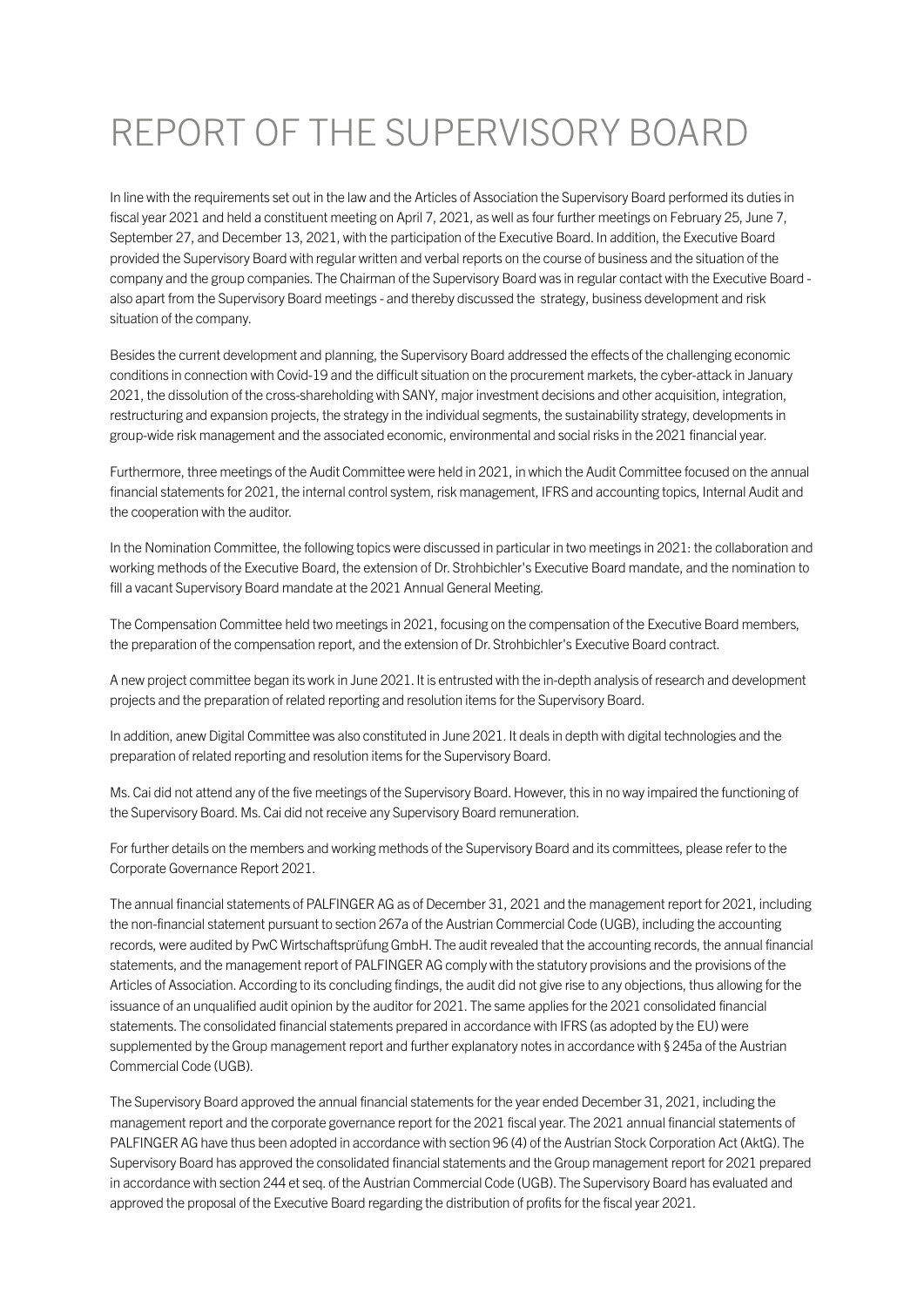# REPORT OF THE SUPERVISORY BOARD

In line with the requirements set out in the law and the Articles of Association the Supervisory Board performed its duties in fiscal year 2021 and held a constituent meeting on April 7, 2021, as well as four further meetings on February 25, June 7, September 27, and December 13, 2021, with the participation of the Executive Board. In addition, the Executive Board provided the Supervisory Board with regular written and verbal reports on the course of business and the situation of the company and the group companies. The Chairman of the Supervisory Board was in regular contact with the Executive Board - also apart from the Supervisory Board meetings - and thereby discussed the strategy, business development and risk situation of the company.

Besides the current development and planning, the Supervisory Board addressed the effects of the challenging economic conditions in connection with Covid-19 and the difficult situation on the procurement markets, the cyber-attack in January 2021, the dissolution of the cross-shareholding with SANY, major investment decisions and other acquisition, integration, restructuring and expansion projects, the strategy in the individual segments, the sustainability strategy, developments in group-wide risk management and the associated economic, environmental and social risks in the 2021 financial year.

Furthermore, three meetings of the Audit Committee were held in 2021, in which the Audit Committee focused on the annual financial statements for 2021, the internal control system, risk management, IFRS and accounting topics, Internal Audit and the cooperation with the auditor.

In the Nomination Committee, the following topics were discussed in particular in two meetings in 2021: the collaboration and working methods of the Executive Board, the extension of Dr. Strohbichler's Executive Board mandate, and the nomination to fill a vacant Supervisory Board mandate at the 2021 Annual General Meeting.

The Compensation Committee held two meetings in 2021, focusing on the compensation of the Executive Board members, the preparation of the compensation report, and the extension of Dr. Strohbichler's Executive Board contract.

A new project committee began its work in June 2021. It is entrusted with the in-depth analysis of research and development projects and the preparation of related reporting and resolution items for the Supervisory Board.

In addition, anew Digital Committee was also constituted in June 2021. It deals in depth with digital technologies and the preparation of related reporting and resolution items for the Supervisory Board.

Ms. Cai did not attend any of the five meetings of the Supervisory Board. However, this in no way impaired the functioning of the Supervisory Board. Ms. Cai did not receive any Supervisory Board remuneration.

For further details on the members and working methods of the Supervisory Board and its committees, please refer to the Corporate Governance Report 2021.

The annual financial statements of PALFINGER AG as of December 31, 2021 and the management report for 2021, including the non-financial statement pursuant to section 267a of the Austrian Commercial Code (UGB), including the accounting records, were audited by PwC Wirtschaftsprüfung GmbH. The audit revealed that the accounting records, the annual financial statements, and the management report of PALFINGER AG comply with the statutory provisions and the provisions of the Articles of Association. According to its concluding findings, the audit did not give rise to any objections, thus allowing for the issuance of an unqualified audit opinion by the auditor for 2021. The same applies for the 2021 consolidated financial statements. The consolidated financial statements prepared in accordance with IFRS (as adopted by the EU) were supplemented by the Group management report and further explanatory notes in accordance with § 245a of the Austrian Commercial Code (UGB).

The Supervisory Board approved the annual financial statements for the year ended December 31, 2021, including the management report and the corporate governance report for the 2021 fiscal year. The 2021 annual financial statements of PALFINGER AG have thus been adopted in accordance with section 96 (4) of the Austrian Stock Corporation Act (AktG). The Supervisory Board has approved the consolidated financial statements and the Group management report for 2021 prepared in accordance with section 244 et seq. of the Austrian Commercial Code (UGB). The Supervisory Board has evaluated and approved the proposal of the Executive Board regarding the distribution of profits for the fiscal year 2021.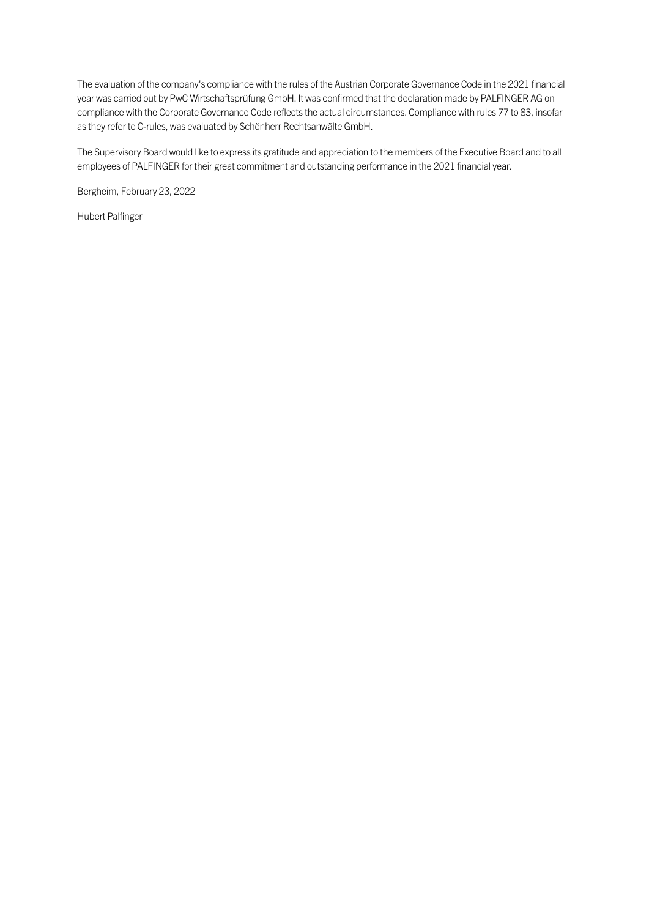The evaluation of the company's compliance with the rules of the Austrian Corporate Governance Code in the 2021 financial year was carried out by PwC Wirtschaftsprüfung GmbH. It was confirmed that the declaration made by PALFINGER AG on compliance with the Corporate Governance Code reflects the actual circumstances. Compliance with rules 77 to 83, insofar as they refer to C-rules, was evaluated by Schönherr Rechtsanwälte GmbH.

The Supervisory Board would like to express its gratitude and appreciation to the members of the Executive Board and to all employees of PALFINGER for their great commitment and outstanding performance in the 2021 financial year.

Bergheim, February 23, 2022

Hubert Palfinger